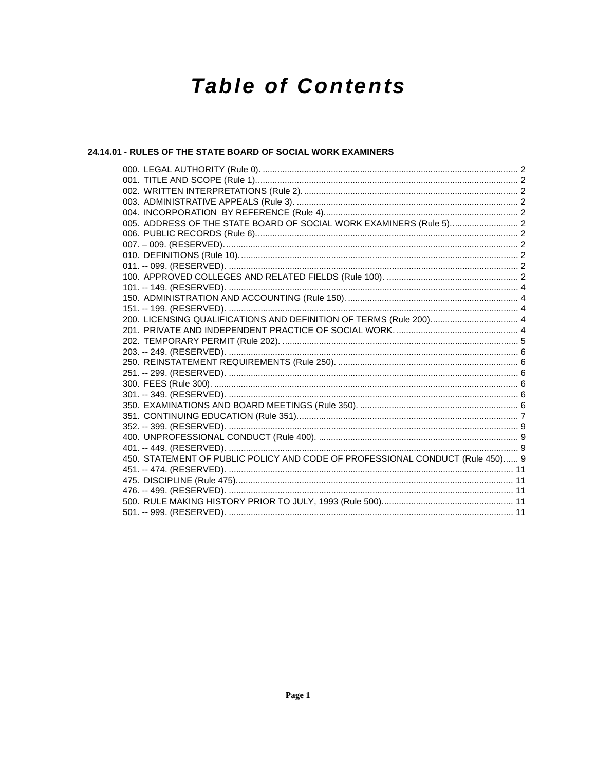# Table of Contents

## 24.14.01 - RULES OF THE STATE BOARD OF SOCIAL WORK EXAMINERS

000. LEGAL AUTHORITY (Rule 0). .......... 2
001. TITLE AND SCOPE (Rule 1). .......... 2
002. WRITTEN INTERPRETATIONS (Rule 2). .......... 2
003. ADMINISTRATIVE APPEALS (Rule 3). .......... 2
004. INCORPORATION BY REFERENCE (Rule 4). .......... 2
005. ADDRESS OF THE STATE BOARD OF SOCIAL WORK EXAMINERS (Rule 5). .......... 2
006. PUBLIC RECORDS (Rule 6). .......... 2
007. – 009. (RESERVED). .......... 2
010. DEFINITIONS (Rule 10). .......... 2
011. -- 099. (RESERVED). .......... 2
100. APPROVED COLLEGES AND RELATED FIELDS (Rule 100). .......... 2
101. -- 149. (RESERVED). .......... 4
150. ADMINISTRATION AND ACCOUNTING (Rule 150). .......... 4
151. -- 199. (RESERVED). .......... 4
200. LICENSING QUALIFICATIONS AND DEFINITION OF TERMS (Rule 200). .......... 4
201. PRIVATE AND INDEPENDENT PRACTICE OF SOCIAL WORK. .......... 4
202. TEMPORARY PERMIT (Rule 202). .......... 5
203. -- 249. (RESERVED). .......... 6
250. REINSTATEMENT REQUIREMENTS (Rule 250). .......... 6
251. -- 299. (RESERVED). .......... 6
300. FEES (Rule 300). .......... 6
301. -- 349. (RESERVED). .......... 6
350. EXAMINATIONS AND BOARD MEETINGS (Rule 350). .......... 6
351. CONTINUING EDUCATION (Rule 351). .......... 7
352. -- 399. (RESERVED). .......... 9
400. UNPROFESSIONAL CONDUCT (Rule 400). .......... 9
401. -- 449. (RESERVED). .......... 9
450. STATEMENT OF PUBLIC POLICY AND CODE OF PROFESSIONAL CONDUCT (Rule 450). .......... 9
451. -- 474. (RESERVED). .......... 11
475. DISCIPLINE (Rule 475). .......... 11
476. -- 499. (RESERVED). .......... 11
500. RULE MAKING HISTORY PRIOR TO JULY, 1993 (Rule 500). .......... 11
501. -- 999. (RESERVED). .......... 11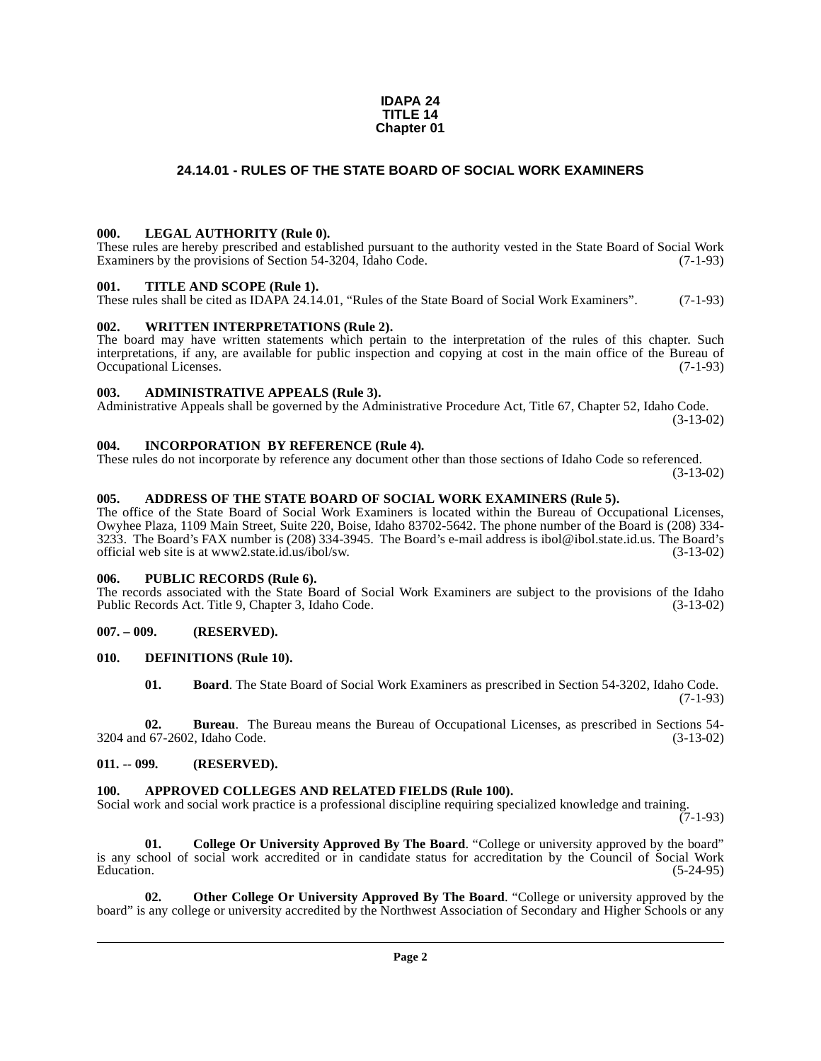**IDAPA 24**
**TITLE 14**
**Chapter 01**

# 24.14.01 - RULES OF THE STATE BOARD OF SOCIAL WORK EXAMINERS

## 000. LEGAL AUTHORITY (Rule 0).

These rules are hereby prescribed and established pursuant to the authority vested in the State Board of Social Work Examiners by the provisions of Section 54-3204, Idaho Code. (7-1-93)

## 001. TITLE AND SCOPE (Rule 1).

These rules shall be cited as IDAPA 24.14.01, "Rules of the State Board of Social Work Examiners". (7-1-93)

## 002. WRITTEN INTERPRETATIONS (Rule 2).

The board may have written statements which pertain to the interpretation of the rules of this chapter. Such interpretations, if any, are available for public inspection and copying at cost in the main office of the Bureau of Occupational Licenses. (7-1-93)

## 003. ADMINISTRATIVE APPEALS (Rule 3).

Administrative Appeals shall be governed by the Administrative Procedure Act, Title 67, Chapter 52, Idaho Code. (3-13-02)

## 004. INCORPORATION BY REFERENCE (Rule 4).

These rules do not incorporate by reference any document other than those sections of Idaho Code so referenced. (3-13-02)

## 005. ADDRESS OF THE STATE BOARD OF SOCIAL WORK EXAMINERS (Rule 5).

The office of the State Board of Social Work Examiners is located within the Bureau of Occupational Licenses, Owyhee Plaza, 1109 Main Street, Suite 220, Boise, Idaho 83702-5642. The phone number of the Board is (208) 334-3233. The Board's FAX number is (208) 334-3945. The Board's e-mail address is ibol@ibol.state.id.us. The Board's official web site is at www2.state.id.us/ibol/sw. (3-13-02)

## 006. PUBLIC RECORDS (Rule 6).

The records associated with the State Board of Social Work Examiners are subject to the provisions of the Idaho Public Records Act. Title 9, Chapter 3, Idaho Code. (3-13-02)

## 007. – 009. (RESERVED).

## 010. DEFINITIONS (Rule 10).

**01. Board**. The State Board of Social Work Examiners as prescribed in Section 54-3202, Idaho Code. (7-1-93)

**02. Bureau**. The Bureau means the Bureau of Occupational Licenses, as prescribed in Sections 54-3204 and 67-2602, Idaho Code. (3-13-02)

## 011. -- 099. (RESERVED).

## 100. APPROVED COLLEGES AND RELATED FIELDS (Rule 100).

Social work and social work practice is a professional discipline requiring specialized knowledge and training. (7-1-93)

**01. College Or University Approved By The Board**. "College or university approved by the board" is any school of social work accredited or in candidate status for accreditation by the Council of Social Work Education. (5-24-95)

**02. Other College Or University Approved By The Board**. "College or university approved by the board" is any college or university accredited by the Northwest Association of Secondary and Higher Schools or any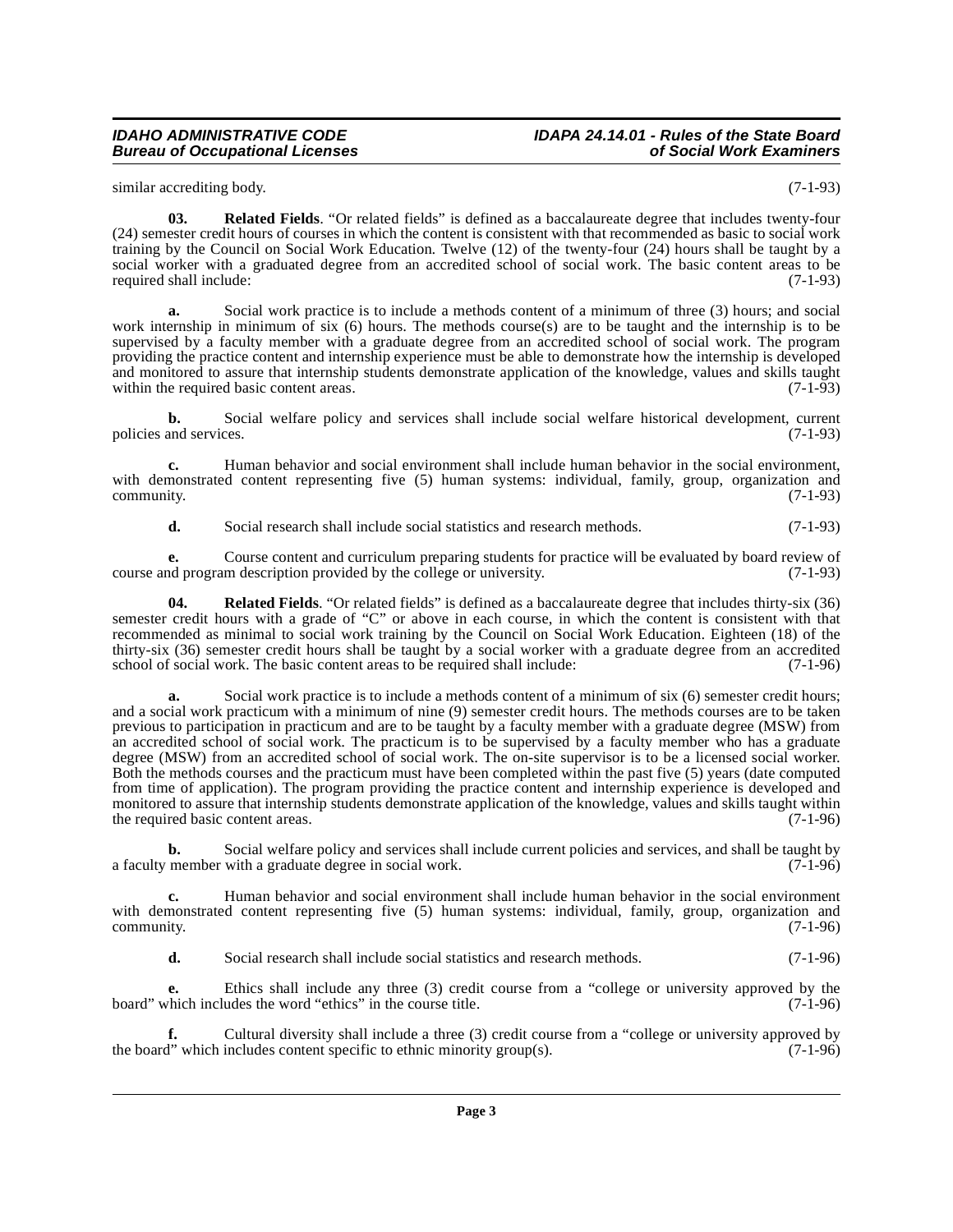similar accrediting body. (7-1-93)

**03. Related Fields**. "Or related fields" is defined as a baccalaureate degree that includes twenty-four (24) semester credit hours of courses in which the content is consistent with that recommended as basic to social work training by the Council on Social Work Education. Twelve (12) of the twenty-four (24) hours shall be taught by a social worker with a graduated degree from an accredited school of social work. The basic content areas to be required shall include: (7-1-93)

**a.** Social work practice is to include a methods content of a minimum of three (3) hours; and social work internship in minimum of six (6) hours. The methods course(s) are to be taught and the internship is to be supervised by a faculty member with a graduate degree from an accredited school of social work. The program providing the practice content and internship experience must be able to demonstrate how the internship is developed and monitored to assure that internship students demonstrate application of the knowledge, values and skills taught within the required basic content areas. (7-1-93)

**b.** Social welfare policy and services shall include social welfare historical development, current policies and services. (7-1-93)

**c.** Human behavior and social environment shall include human behavior in the social environment, with demonstrated content representing five (5) human systems: individual, family, group, organization and community. (7-1-93)

**d.** Social research shall include social statistics and research methods. (7-1-93)

**e.** Course content and curriculum preparing students for practice will be evaluated by board review of course and program description provided by the college or university. (7-1-93)

**04. Related Fields**. "Or related fields" is defined as a baccalaureate degree that includes thirty-six (36) semester credit hours with a grade of "C" or above in each course, in which the content is consistent with that recommended as minimal to social work training by the Council on Social Work Education. Eighteen (18) of the thirty-six (36) semester credit hours shall be taught by a social worker with a graduate degree from an accredited school of social work. The basic content areas to be required shall include: (7-1-96)

**a.** Social work practice is to include a methods content of a minimum of six (6) semester credit hours; and a social work practicum with a minimum of nine (9) semester credit hours. The methods courses are to be taken previous to participation in practicum and are to be taught by a faculty member with a graduate degree (MSW) from an accredited school of social work. The practicum is to be supervised by a faculty member who has a graduate degree (MSW) from an accredited school of social work. The on-site supervisor is to be a licensed social worker. Both the methods courses and the practicum must have been completed within the past five (5) years (date computed from time of application). The program providing the practice content and internship experience is developed and monitored to assure that internship students demonstrate application of the knowledge, values and skills taught within the required basic content areas. (7-1-96)

**b.** Social welfare policy and services shall include current policies and services, and shall be taught by a faculty member with a graduate degree in social work. (7-1-96)

**c.** Human behavior and social environment shall include human behavior in the social environment with demonstrated content representing five (5) human systems: individual, family, group, organization and community. (7-1-96)

**d.** Social research shall include social statistics and research methods. (7-1-96)

**e.** Ethics shall include any three (3) credit course from a "college or university approved by the board" which includes the word "ethics" in the course title. (7-1-96)

**f.** Cultural diversity shall include a three (3) credit course from a "college or university approved by the board" which includes content specific to ethnic minority group(s). (7-1-96)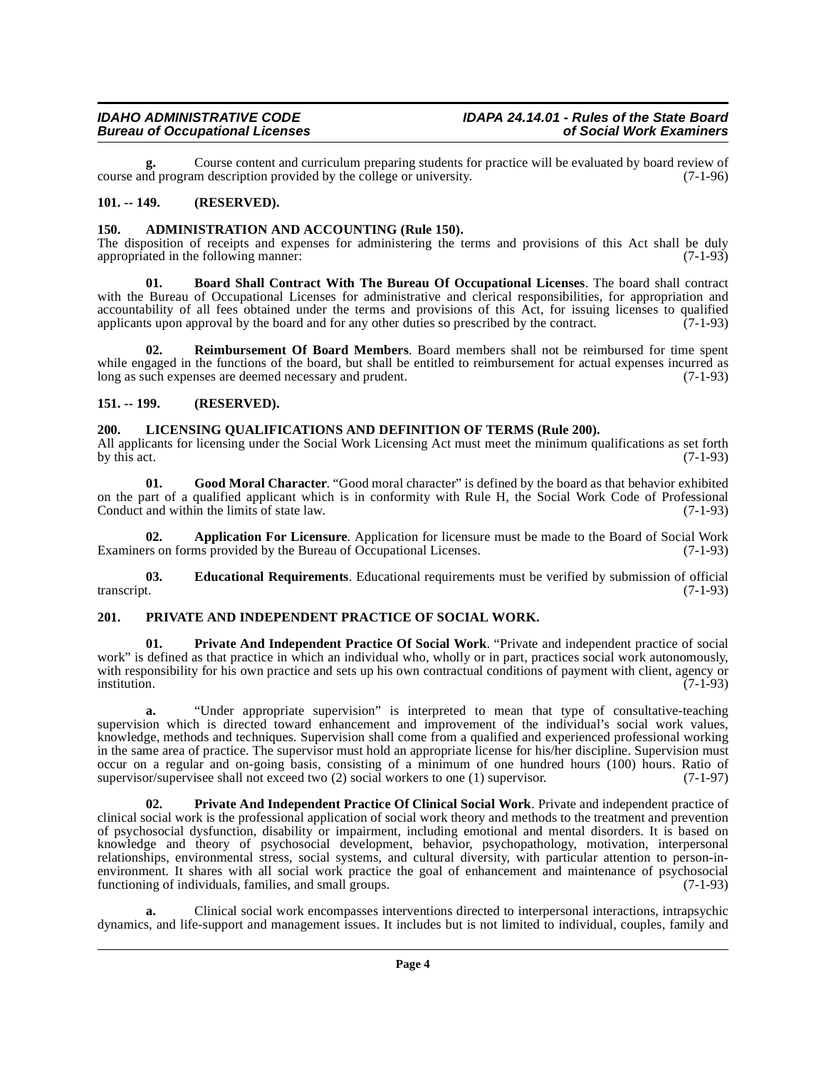**g.** Course content and curriculum preparing students for practice will be evaluated by board review of course and program description provided by the college or university. (7-1-96)

## 101. -- 149. (RESERVED).

## 150. ADMINISTRATION AND ACCOUNTING (Rule 150).

The disposition of receipts and expenses for administering the terms and provisions of this Act shall be duly appropriated in the following manner: (7-1-93)

**01. Board Shall Contract With The Bureau Of Occupational Licenses**. The board shall contract with the Bureau of Occupational Licenses for administrative and clerical responsibilities, for appropriation and accountability of all fees obtained under the terms and provisions of this Act, for issuing licenses to qualified applicants upon approval by the board and for any other duties so prescribed by the contract. (7-1-93)

**02. Reimbursement Of Board Members**. Board members shall not be reimbursed for time spent while engaged in the functions of the board, but shall be entitled to reimbursement for actual expenses incurred as long as such expenses are deemed necessary and prudent. (7-1-93)

## 151. -- 199. (RESERVED).

## 200. LICENSING QUALIFICATIONS AND DEFINITION OF TERMS (Rule 200).

All applicants for licensing under the Social Work Licensing Act must meet the minimum qualifications as set forth by this act. (7-1-93)

**01. Good Moral Character**. "Good moral character" is defined by the board as that behavior exhibited on the part of a qualified applicant which is in conformity with Rule H, the Social Work Code of Professional Conduct and within the limits of state law. (7-1-93)

**02. Application For Licensure**. Application for licensure must be made to the Board of Social Work Examiners on forms provided by the Bureau of Occupational Licenses. (7-1-93)

**03. Educational Requirements**. Educational requirements must be verified by submission of official transcript. (7-1-93)

## 201. PRIVATE AND INDEPENDENT PRACTICE OF SOCIAL WORK.

**01. Private And Independent Practice Of Social Work**. "Private and independent practice of social work" is defined as that practice in which an individual who, wholly or in part, practices social work autonomously, with responsibility for his own practice and sets up his own contractual conditions of payment with client, agency or institution. (7-1-93)

**a.** "Under appropriate supervision" is interpreted to mean that type of consultative-teaching supervision which is directed toward enhancement and improvement of the individual's social work values, knowledge, methods and techniques. Supervision shall come from a qualified and experienced professional working in the same area of practice. The supervisor must hold an appropriate license for his/her discipline. Supervision must occur on a regular and on-going basis, consisting of a minimum of one hundred hours (100) hours. Ratio of supervisor/supervisee shall not exceed two (2) social workers to one (1) supervisor. (7-1-97)

**02. Private And Independent Practice Of Clinical Social Work**. Private and independent practice of clinical social work is the professional application of social work theory and methods to the treatment and prevention of psychosocial dysfunction, disability or impairment, including emotional and mental disorders. It is based on knowledge and theory of psychosocial development, behavior, psychopathology, motivation, interpersonal relationships, environmental stress, social systems, and cultural diversity, with particular attention to person-in-environment. It shares with all social work practice the goal of enhancement and maintenance of psychosocial functioning of individuals, families, and small groups. (7-1-93)

**a.** Clinical social work encompasses interventions directed to interpersonal interactions, intrapsychic dynamics, and life-support and management issues. It includes but is not limited to individual, couples, family and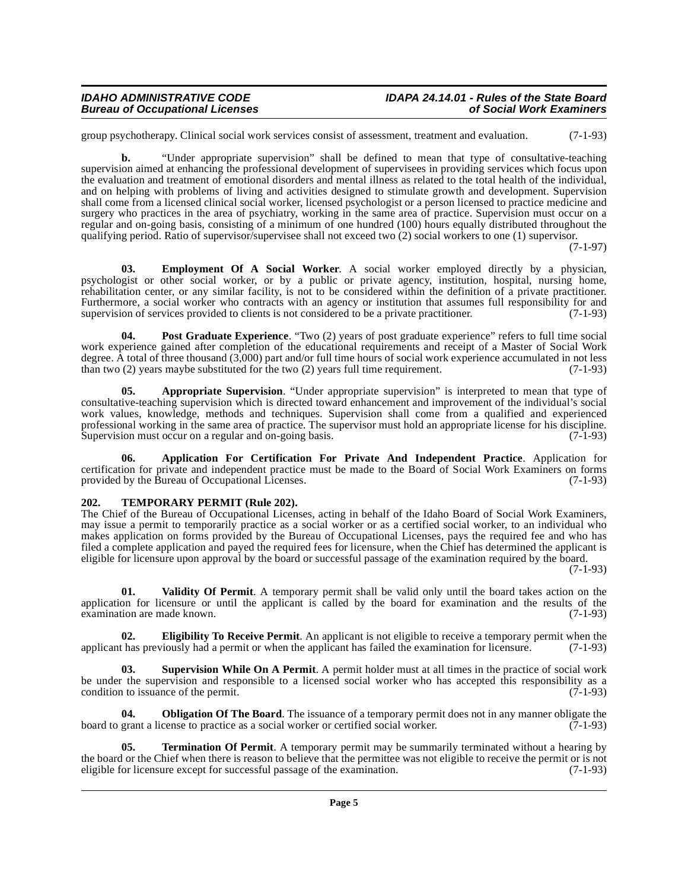group psychotherapy. Clinical social work services consist of assessment, treatment and evaluation. (7-1-93)

**b.** "Under appropriate supervision" shall be defined to mean that type of consultative-teaching supervision aimed at enhancing the professional development of supervisees in providing services which focus upon the evaluation and treatment of emotional disorders and mental illness as related to the total health of the individual, and on helping with problems of living and activities designed to stimulate growth and development. Supervision shall come from a licensed clinical social worker, licensed psychologist or a person licensed to practice medicine and surgery who practices in the area of psychiatry, working in the same area of practice. Supervision must occur on a regular and on-going basis, consisting of a minimum of one hundred (100) hours equally distributed throughout the qualifying period. Ratio of supervisor/supervisee shall not exceed two (2) social workers to one (1) supervisor. (7-1-97)

**03. Employment Of A Social Worker**. A social worker employed directly by a physician, psychologist or other social worker, or by a public or private agency, institution, hospital, nursing home, rehabilitation center, or any similar facility, is not to be considered within the definition of a private practitioner. Furthermore, a social worker who contracts with an agency or institution that assumes full responsibility for and supervision of services provided to clients is not considered to be a private practitioner. (7-1-93)

**04. Post Graduate Experience**. "Two (2) years of post graduate experience" refers to full time social work experience gained after completion of the educational requirements and receipt of a Master of Social Work degree. A total of three thousand (3,000) part and/or full time hours of social work experience accumulated in not less than two (2) years maybe substituted for the two (2) years full time requirement. (7-1-93)

**05. Appropriate Supervision**. "Under appropriate supervision" is interpreted to mean that type of consultative-teaching supervision which is directed toward enhancement and improvement of the individual's social work values, knowledge, methods and techniques. Supervision shall come from a qualified and experienced professional working in the same area of practice. The supervisor must hold an appropriate license for his discipline. Supervision must occur on a regular and on-going basis. (7-1-93)

**06. Application For Certification For Private And Independent Practice**. Application for certification for private and independent practice must be made to the Board of Social Work Examiners on forms provided by the Bureau of Occupational Licenses. (7-1-93)

## 202. TEMPORARY PERMIT (Rule 202).

The Chief of the Bureau of Occupational Licenses, acting in behalf of the Idaho Board of Social Work Examiners, may issue a permit to temporarily practice as a social worker or as a certified social worker, to an individual who makes application on forms provided by the Bureau of Occupational Licenses, pays the required fee and who has filed a complete application and payed the required fees for licensure, when the Chief has determined the applicant is eligible for licensure upon approval by the board or successful passage of the examination required by the board. (7-1-93)

**01. Validity Of Permit**. A temporary permit shall be valid only until the board takes action on the application for licensure or until the applicant is called by the board for examination and the results of the examination are made known. (7-1-93)

**02. Eligibility To Receive Permit**. An applicant is not eligible to receive a temporary permit when the applicant has previously had a permit or when the applicant has failed the examination for licensure. (7-1-93)

**03. Supervision While On A Permit**. A permit holder must at all times in the practice of social work be under the supervision and responsible to a licensed social worker who has accepted this responsibility as a condition to issuance of the permit. (7-1-93)

**04. Obligation Of The Board**. The issuance of a temporary permit does not in any manner obligate the board to grant a license to practice as a social worker or certified social worker. (7-1-93)

**05. Termination Of Permit**. A temporary permit may be summarily terminated without a hearing by the board or the Chief when there is reason to believe that the permittee was not eligible to receive the permit or is not eligible for licensure except for successful passage of the examination. (7-1-93)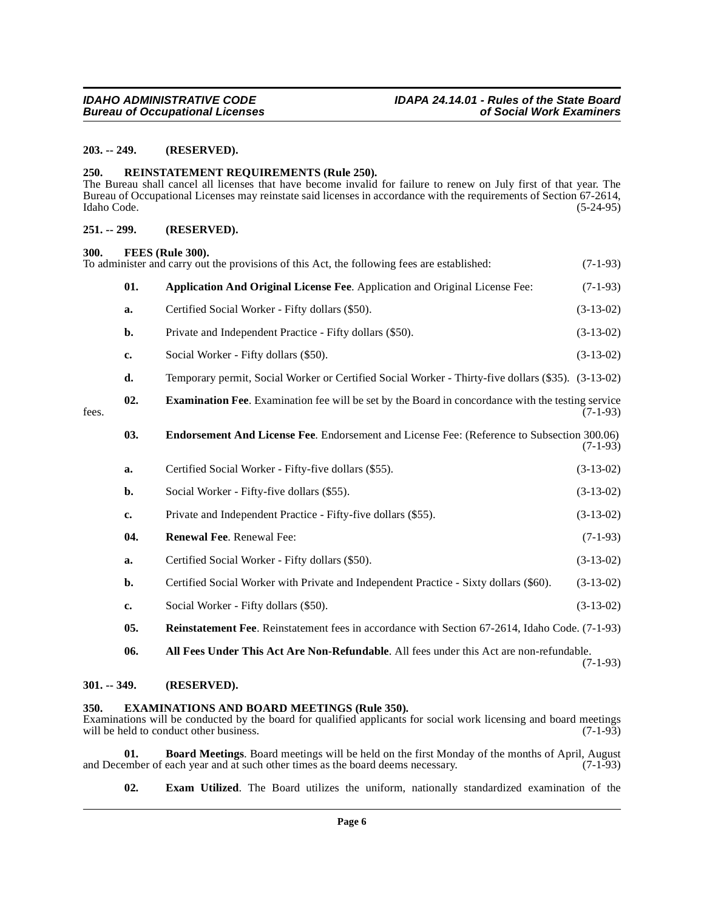**203. -- 249. (RESERVED).**

**250. REINSTATEMENT REQUIREMENTS (Rule 250).**

The Bureau shall cancel all licenses that have become invalid for failure to renew on July first of that year. The Bureau of Occupational Licenses may reinstate said licenses in accordance with the requirements of Section 67-2614, Idaho Code. (5-24-95)

**251. -- 299. (RESERVED).**

**300. FEES (Rule 300).**

To administer and carry out the provisions of this Act, the following fees are established: (7-1-93)

**01. Application And Original License Fee**. Application and Original License Fee: (7-1-93)

a. Certified Social Worker - Fifty dollars ($50). (3-13-02)

b. Private and Independent Practice - Fifty dollars ($50). (3-13-02)

c. Social Worker - Fifty dollars ($50). (3-13-02)

d. Temporary permit, Social Worker or Certified Social Worker - Thirty-five dollars ($35). (3-13-02)

**02. Examination Fee**. Examination fee will be set by the Board in concordance with the testing service fees. (7-1-93)

**03. Endorsement And License Fee**. Endorsement and License Fee: (Reference to Subsection 300.06) (7-1-93)

a. Certified Social Worker - Fifty-five dollars ($55). (3-13-02)

b. Social Worker - Fifty-five dollars ($55). (3-13-02)

c. Private and Independent Practice - Fifty-five dollars ($55). (3-13-02)

**04. Renewal Fee**. Renewal Fee: (7-1-93)

a. Certified Social Worker - Fifty dollars ($50). (3-13-02)

b. Certified Social Worker with Private and Independent Practice - Sixty dollars ($60). (3-13-02)

c. Social Worker - Fifty dollars ($50). (3-13-02)

**05. Reinstatement Fee**. Reinstatement fees in accordance with Section 67-2614, Idaho Code. (7-1-93)

**06. All Fees Under This Act Are Non-Refundable**. All fees under this Act are non-refundable. (7-1-93)

**301. -- 349. (RESERVED).**

**350. EXAMINATIONS AND BOARD MEETINGS (Rule 350).**

Examinations will be conducted by the board for qualified applicants for social work licensing and board meetings will be held to conduct other business. (7-1-93)

**01. Board Meetings**. Board meetings will be held on the first Monday of the months of April, August and December of each year and at such other times as the board deems necessary. (7-1-93)

**02. Exam Utilized**. The Board utilizes the uniform, nationally standardized examination of the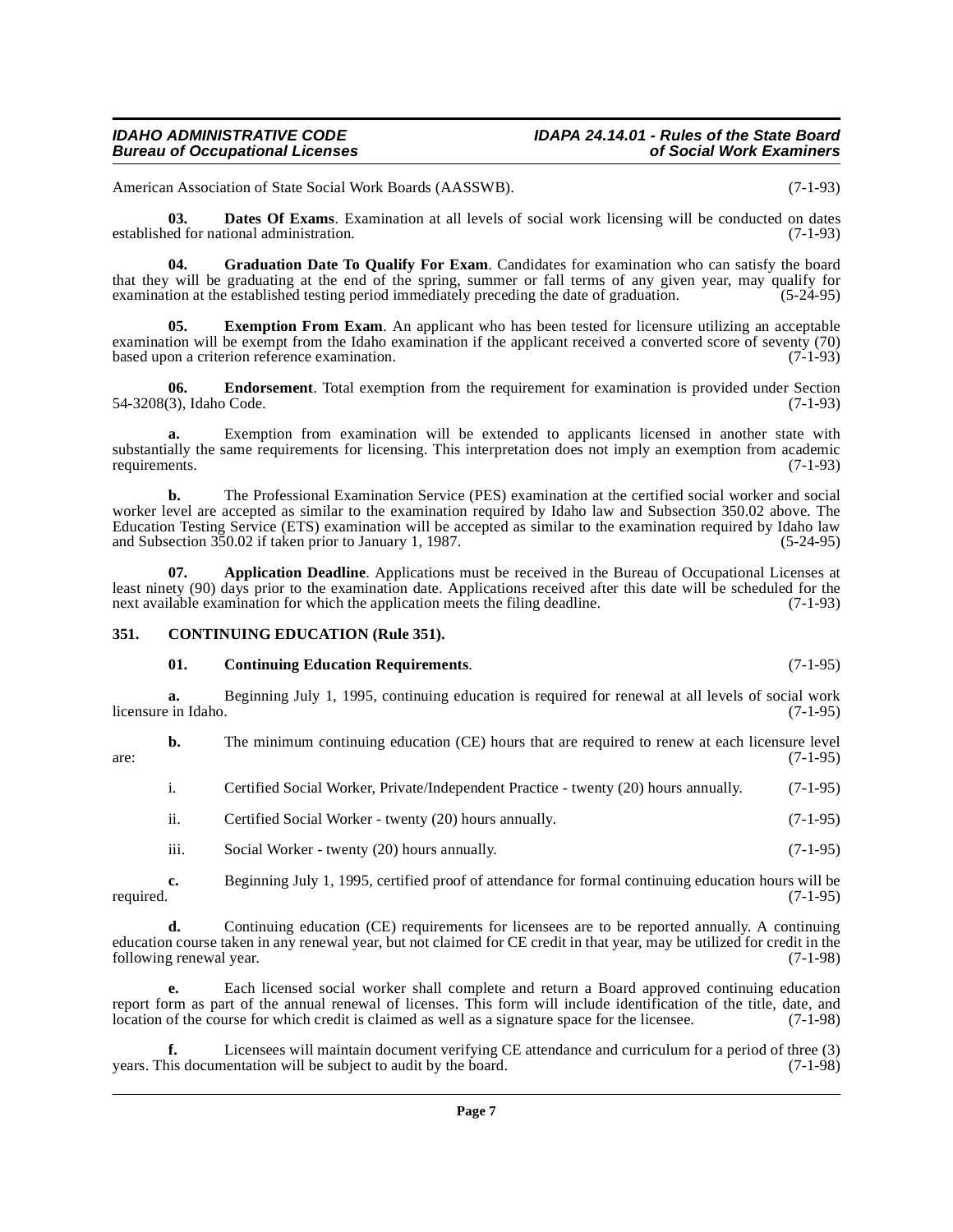American Association of State Social Work Boards (AASSWB). (7-1-93)

**03. Dates Of Exams**. Examination at all levels of social work licensing will be conducted on dates established for national administration. (7-1-93)

**04. Graduation Date To Qualify For Exam**. Candidates for examination who can satisfy the board that they will be graduating at the end of the spring, summer or fall terms of any given year, may qualify for examination at the established testing period immediately preceding the date of graduation. (5-24-95)

**05. Exemption From Exam**. An applicant who has been tested for licensure utilizing an acceptable examination will be exempt from the Idaho examination if the applicant received a converted score of seventy (70) based upon a criterion reference examination. (7-1-93)

**06. Endorsement**. Total exemption from the requirement for examination is provided under Section 54-3208(3), Idaho Code. (7-1-93)

**a.** Exemption from examination will be extended to applicants licensed in another state with substantially the same requirements for licensing. This interpretation does not imply an exemption from academic requirements. (7-1-93)

**b.** The Professional Examination Service (PES) examination at the certified social worker and social worker level are accepted as similar to the examination required by Idaho law and Subsection 350.02 above. The Education Testing Service (ETS) examination will be accepted as similar to the examination required by Idaho law and Subsection 350.02 if taken prior to January 1, 1987. (5-24-95)

**07. Application Deadline**. Applications must be received in the Bureau of Occupational Licenses at least ninety (90) days prior to the examination date. Applications received after this date will be scheduled for the next available examination for which the application meets the filing deadline. (7-1-93)

## 351. CONTINUING EDUCATION (Rule 351).

**01. Continuing Education Requirements**. (7-1-95)

**a.** Beginning July 1, 1995, continuing education is required for renewal at all levels of social work licensure in Idaho. (7-1-95)

**b.** The minimum continuing education (CE) hours that are required to renew at each licensure level are: (7-1-95)

i. Certified Social Worker, Private/Independent Practice - twenty (20) hours annually. (7-1-95)

ii. Certified Social Worker - twenty (20) hours annually. (7-1-95)

iii. Social Worker - twenty (20) hours annually. (7-1-95)

**c.** Beginning July 1, 1995, certified proof of attendance for formal continuing education hours will be required. (7-1-95)

**d.** Continuing education (CE) requirements for licensees are to be reported annually. A continuing education course taken in any renewal year, but not claimed for CE credit in that year, may be utilized for credit in the following renewal year. (7-1-98)

**e.** Each licensed social worker shall complete and return a Board approved continuing education report form as part of the annual renewal of licenses. This form will include identification of the title, date, and location of the course for which credit is claimed as well as a signature space for the licensee. (7-1-98)

**f.** Licensees will maintain document verifying CE attendance and curriculum for a period of three (3) years. This documentation will be subject to audit by the board. (7-1-98)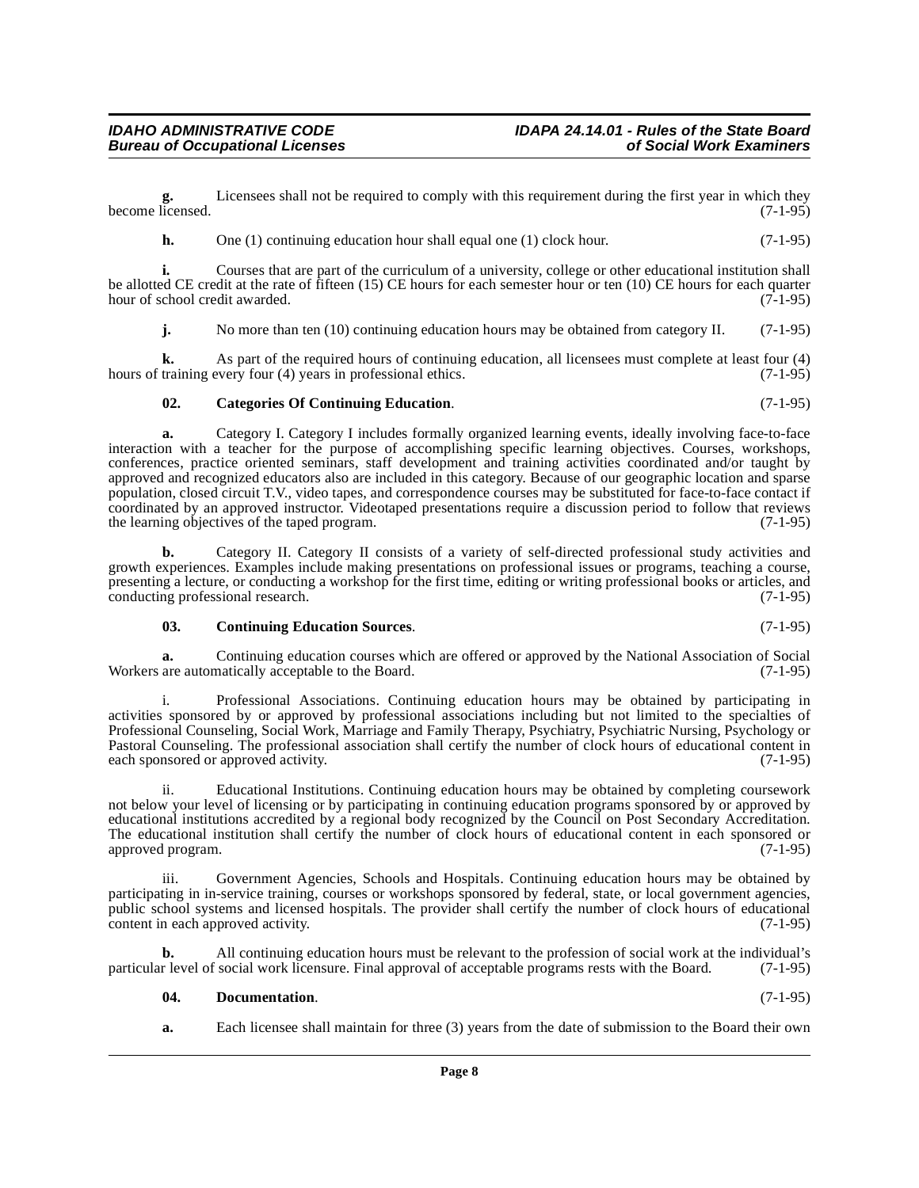**g.** Licensees shall not be required to comply with this requirement during the first year in which they become licensed. (7-1-95)

**h.** One (1) continuing education hour shall equal one (1) clock hour. (7-1-95)

**i.** Courses that are part of the curriculum of a university, college or other educational institution shall be allotted CE credit at the rate of fifteen (15) CE hours for each semester hour or ten (10) CE hours for each quarter hour of school credit awarded. (7-1-95)

**j.** No more than ten (10) continuing education hours may be obtained from category II. (7-1-95)

**k.** As part of the required hours of continuing education, all licensees must complete at least four (4) hours of training every four (4) years in professional ethics. (7-1-95)

**02. Categories Of Continuing Education**. (7-1-95)

**a.** Category I. Category I includes formally organized learning events, ideally involving face-to-face interaction with a teacher for the purpose of accomplishing specific learning objectives. Courses, workshops, conferences, practice oriented seminars, staff development and training activities coordinated and/or taught by approved and recognized educators also are included in this category. Because of our geographic location and sparse population, closed circuit T.V., video tapes, and correspondence courses may be substituted for face-to-face contact if coordinated by an approved instructor. Videotaped presentations require a discussion period to follow that reviews the learning objectives of the taped program. (7-1-95)

**b.** Category II. Category II consists of a variety of self-directed professional study activities and growth experiences. Examples include making presentations on professional issues or programs, teaching a course, presenting a lecture, or conducting a workshop for the first time, editing or writing professional books or articles, and conducting professional research. (7-1-95)

**03. Continuing Education Sources**. (7-1-95)

**a.** Continuing education courses which are offered or approved by the National Association of Social Workers are automatically acceptable to the Board. (7-1-95)

i. Professional Associations. Continuing education hours may be obtained by participating in activities sponsored by or approved by professional associations including but not limited to the specialties of Professional Counseling, Social Work, Marriage and Family Therapy, Psychiatry, Psychiatric Nursing, Psychology or Pastoral Counseling. The professional association shall certify the number of clock hours of educational content in each sponsored or approved activity. (7-1-95)

ii. Educational Institutions. Continuing education hours may be obtained by completing coursework not below your level of licensing or by participating in continuing education programs sponsored by or approved by educational institutions accredited by a regional body recognized by the Council on Post Secondary Accreditation. The educational institution shall certify the number of clock hours of educational content in each sponsored or approved program. (7-1-95)

iii. Government Agencies, Schools and Hospitals. Continuing education hours may be obtained by participating in in-service training, courses or workshops sponsored by federal, state, or local government agencies, public school systems and licensed hospitals. The provider shall certify the number of clock hours of educational content in each approved activity. (7-1-95)

**b.** All continuing education hours must be relevant to the profession of social work at the individual's particular level of social work licensure. Final approval of acceptable programs rests with the Board. (7-1-95)

**04. Documentation**. (7-1-95)

**a.** Each licensee shall maintain for three (3) years from the date of submission to the Board their own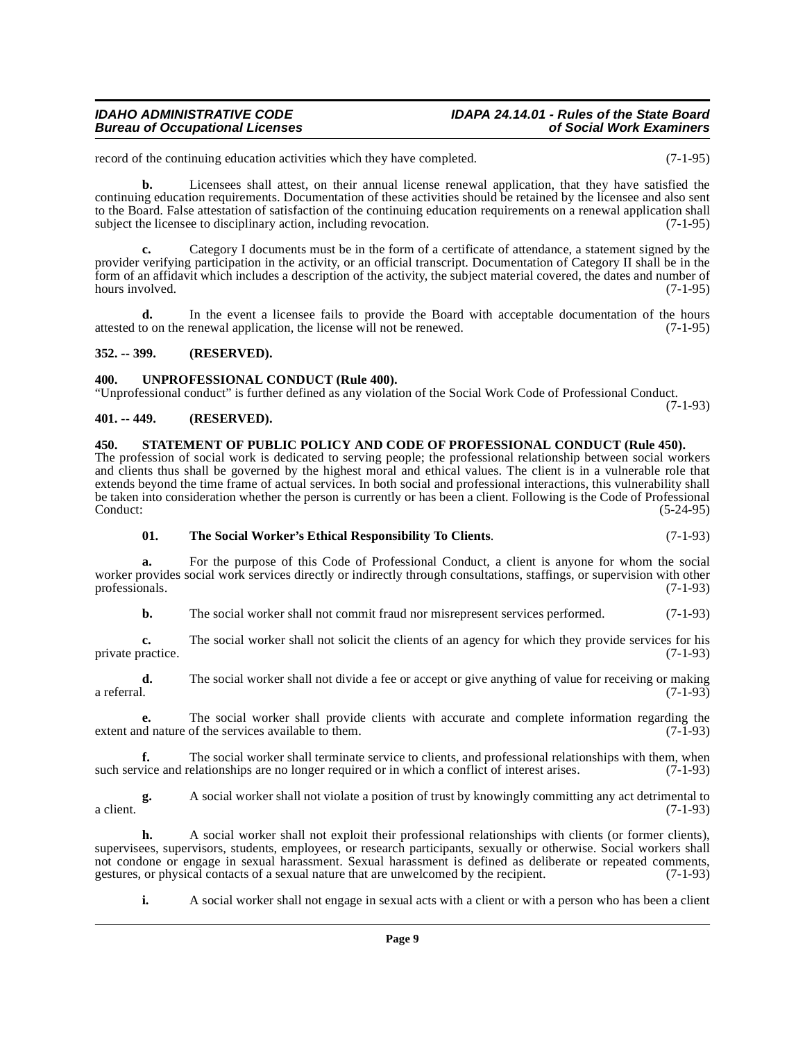record of the continuing education activities which they have completed. (7-1-95)

**b.** Licensees shall attest, on their annual license renewal application, that they have satisfied the continuing education requirements. Documentation of these activities should be retained by the licensee and also sent to the Board. False attestation of satisfaction of the continuing education requirements on a renewal application shall subject the licensee to disciplinary action, including revocation. (7-1-95)

**c.** Category I documents must be in the form of a certificate of attendance, a statement signed by the provider verifying participation in the activity, or an official transcript. Documentation of Category II shall be in the form of an affidavit which includes a description of the activity, the subject material covered, the dates and number of hours involved. (7-1-95)

**d.** In the event a licensee fails to provide the Board with acceptable documentation of the hours attested to on the renewal application, the license will not be renewed. (7-1-95)

### 352. -- 399. (RESERVED).

### 400. UNPROFESSIONAL CONDUCT (Rule 400).

"Unprofessional conduct" is further defined as any violation of the Social Work Code of Professional Conduct. (7-1-93)

### 401. -- 449. (RESERVED).

### 450. STATEMENT OF PUBLIC POLICY AND CODE OF PROFESSIONAL CONDUCT (Rule 450).

The profession of social work is dedicated to serving people; the professional relationship between social workers and clients thus shall be governed by the highest moral and ethical values. The client is in a vulnerable role that extends beyond the time frame of actual services. In both social and professional interactions, this vulnerability shall be taken into consideration whether the person is currently or has been a client. Following is the Code of Professional Conduct: (5-24-95)

**01. The Social Worker's Ethical Responsibility To Clients**. (7-1-93)

**a.** For the purpose of this Code of Professional Conduct, a client is anyone for whom the social worker provides social work services directly or indirectly through consultations, staffings, or supervision with other professionals. (7-1-93)

**b.** The social worker shall not commit fraud nor misrepresent services performed. (7-1-93)

**c.** The social worker shall not solicit the clients of an agency for which they provide services for his private practice. (7-1-93)

**d.** The social worker shall not divide a fee or accept or give anything of value for receiving or making a referral. (7-1-93)

**e.** The social worker shall provide clients with accurate and complete information regarding the extent and nature of the services available to them. (7-1-93)

**f.** The social worker shall terminate service to clients, and professional relationships with them, when such service and relationships are no longer required or in which a conflict of interest arises. (7-1-93)

**g.** A social worker shall not violate a position of trust by knowingly committing any act detrimental to a client. (7-1-93)

**h.** A social worker shall not exploit their professional relationships with clients (or former clients), supervisees, supervisors, students, employees, or research participants, sexually or otherwise. Social workers shall not condone or engage in sexual harassment. Sexual harassment is defined as deliberate or repeated comments, gestures, or physical contacts of a sexual nature that are unwelcomed by the recipient. (7-1-93)

**i.** A social worker shall not engage in sexual acts with a client or with a person who has been a client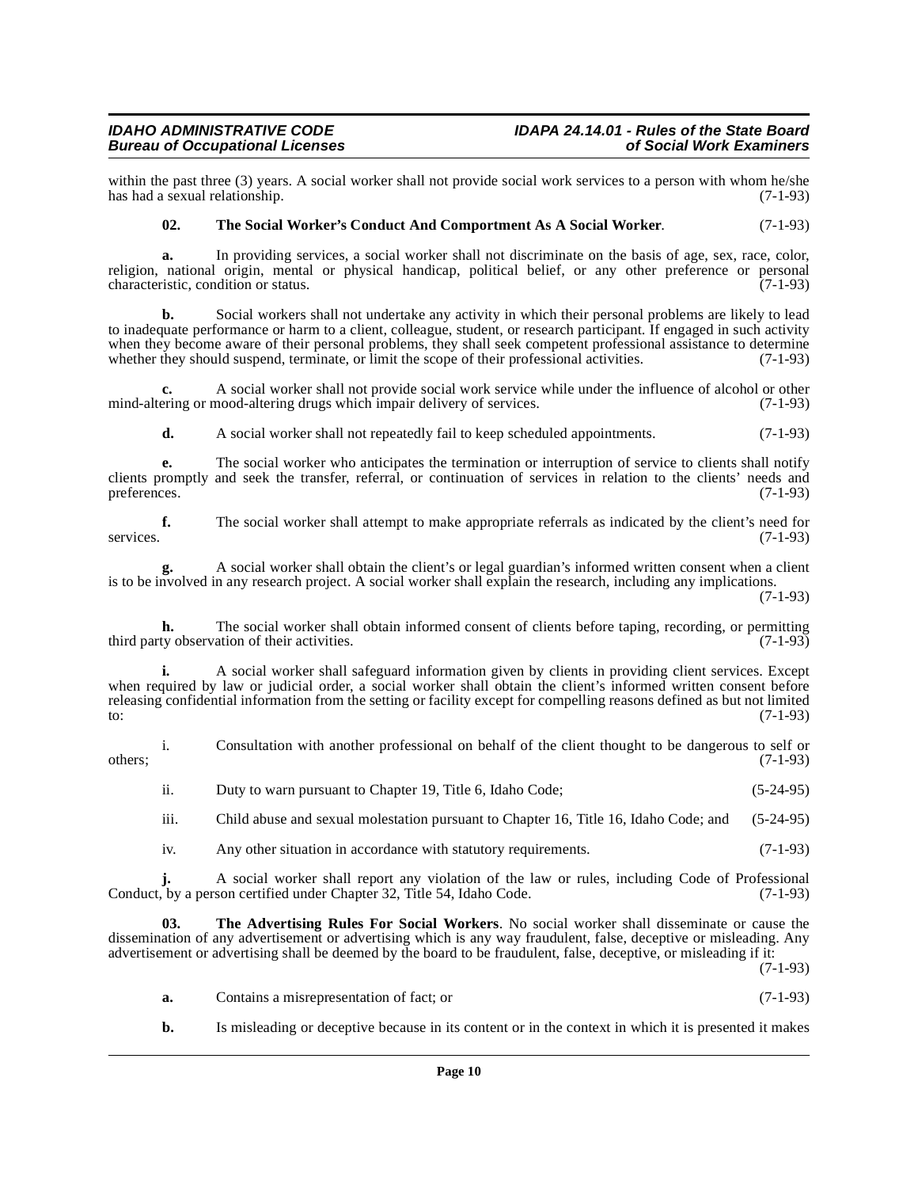within the past three (3) years. A social worker shall not provide social work services to a person with whom he/she has had a sexual relationship. (7-1-93)

**02. The Social Worker's Conduct And Comportment As A Social Worker**. (7-1-93)

**a.** In providing services, a social worker shall not discriminate on the basis of age, sex, race, color, religion, national origin, mental or physical handicap, political belief, or any other preference or personal characteristic, condition or status. (7-1-93)

**b.** Social workers shall not undertake any activity in which their personal problems are likely to lead to inadequate performance or harm to a client, colleague, student, or research participant. If engaged in such activity when they become aware of their personal problems, they shall seek competent professional assistance to determine whether they should suspend, terminate, or limit the scope of their professional activities. (7-1-93)

**c.** A social worker shall not provide social work service while under the influence of alcohol or other mind-altering or mood-altering drugs which impair delivery of services. (7-1-93)

**d.** A social worker shall not repeatedly fail to keep scheduled appointments. (7-1-93)

**e.** The social worker who anticipates the termination or interruption of service to clients shall notify clients promptly and seek the transfer, referral, or continuation of services in relation to the clients' needs and preferences. (7-1-93)

**f.** The social worker shall attempt to make appropriate referrals as indicated by the client's need for services. (7-1-93)

**g.** A social worker shall obtain the client's or legal guardian's informed written consent when a client is to be involved in any research project. A social worker shall explain the research, including any implications. (7-1-93)

**h.** The social worker shall obtain informed consent of clients before taping, recording, or permitting third party observation of their activities. (7-1-93)

**i.** A social worker shall safeguard information given by clients in providing client services. Except when required by law or judicial order, a social worker shall obtain the client's informed written consent before releasing confidential information from the setting or facility except for compelling reasons defined as but not limited to: (7-1-93)

i. Consultation with another professional on behalf of the client thought to be dangerous to self or others; (7-1-93)

ii. Duty to warn pursuant to Chapter 19, Title 6, Idaho Code; (5-24-95)

iii. Child abuse and sexual molestation pursuant to Chapter 16, Title 16, Idaho Code; and (5-24-95)

iv. Any other situation in accordance with statutory requirements. (7-1-93)

**j.** A social worker shall report any violation of the law or rules, including Code of Professional Conduct, by a person certified under Chapter 32, Title 54, Idaho Code. (7-1-93)

**03. The Advertising Rules For Social Workers**. No social worker shall disseminate or cause the dissemination of any advertisement or advertising which is any way fraudulent, false, deceptive or misleading. Any advertisement or advertising shall be deemed by the board to be fraudulent, false, deceptive, or misleading if it: (7-1-93)

**a.** Contains a misrepresentation of fact; or (7-1-93)

**b.** Is misleading or deceptive because in its content or in the context in which it is presented it makes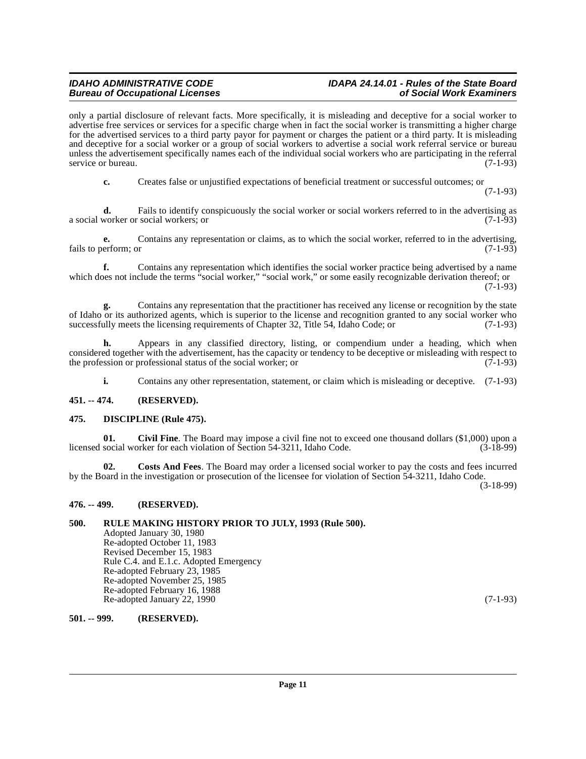only a partial disclosure of relevant facts. More specifically, it is misleading and deceptive for a social worker to advertise free services or services for a specific charge when in fact the social worker is transmitting a higher charge for the advertised services to a third party payor for payment or charges the patient or a third party. It is misleading and deceptive for a social worker or a group of social workers to advertise a social work referral service or bureau unless the advertisement specifically names each of the individual social workers who are participating in the referral service or bureau. (7-1-93)

**c.** Creates false or unjustified expectations of beneficial treatment or successful outcomes; or (7-1-93)

**d.** Fails to identify conspicuously the social worker or social workers referred to in the advertising as a social worker or social workers; or (7-1-93)

**e.** Contains any representation or claims, as to which the social worker, referred to in the advertising, fails to perform; or (7-1-93)

**f.** Contains any representation which identifies the social worker practice being advertised by a name which does not include the terms "social worker," "social work," or some easily recognizable derivation thereof; or (7-1-93)

**g.** Contains any representation that the practitioner has received any license or recognition by the state of Idaho or its authorized agents, which is superior to the license and recognition granted to any social worker who successfully meets the licensing requirements of Chapter 32, Title 54, Idaho Code; or (7-1-93)

**h.** Appears in any classified directory, listing, or compendium under a heading, which when considered together with the advertisement, has the capacity or tendency to be deceptive or misleading with respect to the profession or professional status of the social worker; or (7-1-93)

**i.** Contains any other representation, statement, or claim which is misleading or deceptive. (7-1-93)

**451. -- 474. (RESERVED).**

**475. DISCIPLINE (Rule 475).**

**01. Civil Fine**. The Board may impose a civil fine not to exceed one thousand dollars ($1,000) upon a licensed social worker for each violation of Section 54-3211, Idaho Code. (3-18-99)

**02. Costs And Fees**. The Board may order a licensed social worker to pay the costs and fees incurred by the Board in the investigation or prosecution of the licensee for violation of Section 54-3211, Idaho Code. (3-18-99)

**476. -- 499. (RESERVED).**

**500. RULE MAKING HISTORY PRIOR TO JULY, 1993 (Rule 500).**

Adopted January 30, 1980
Re-adopted October 11, 1983
Revised December 15, 1983
Rule C.4. and E.1.c. Adopted Emergency
Re-adopted February 23, 1985
Re-adopted November 25, 1985
Re-adopted February 16, 1988
Re-adopted January 22, 1990 (7-1-93)

**501. -- 999. (RESERVED).**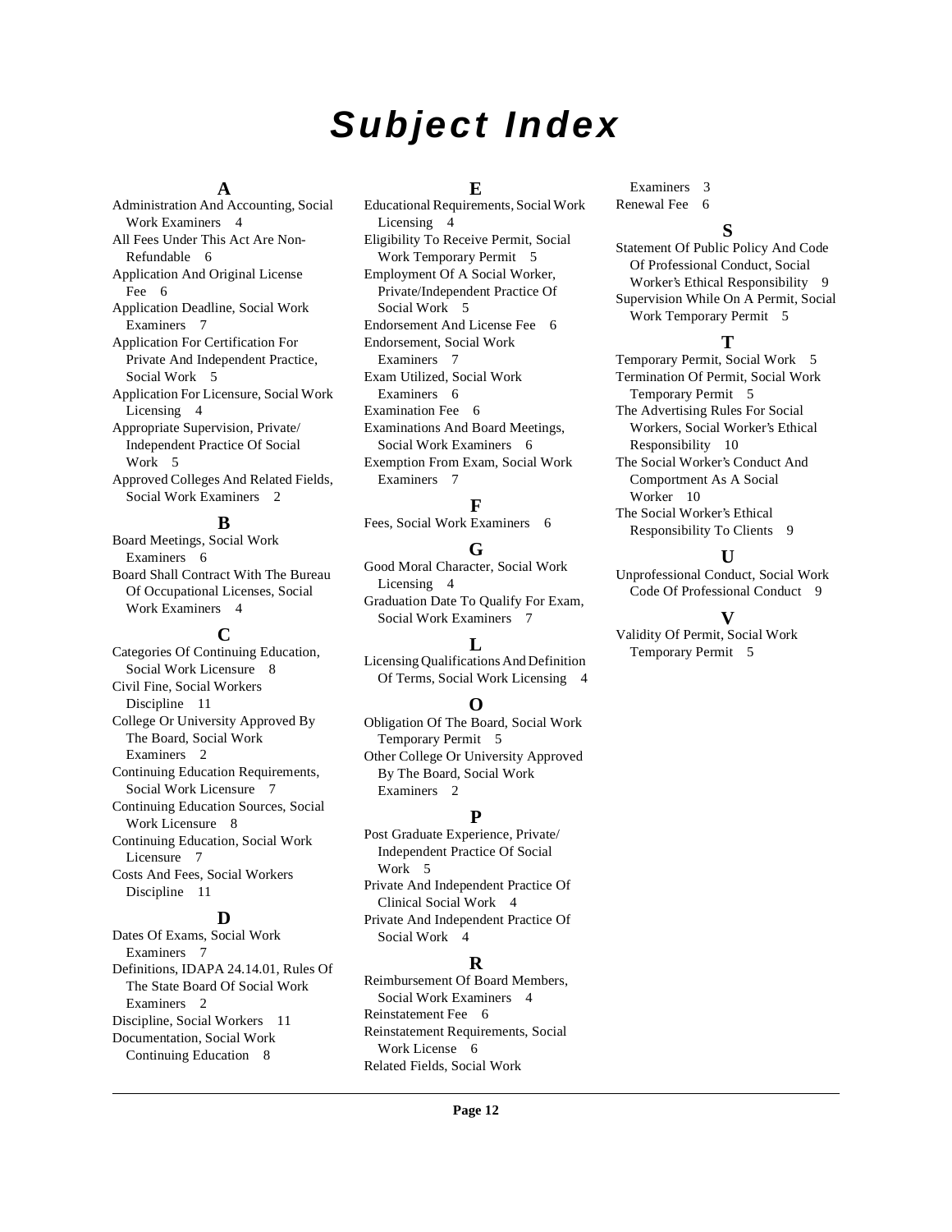# Subject Index

## A

Administration And Accounting, Social Work Examiners 4
All Fees Under This Act Are Non-Refundable 6
Application And Original License Fee 6
Application Deadline, Social Work Examiners 7
Application For Certification For Private And Independent Practice, Social Work 5
Application For Licensure, Social Work Licensing 4
Appropriate Supervision, Private/Independent Practice Of Social Work 5
Approved Colleges And Related Fields, Social Work Examiners 2

## B

Board Meetings, Social Work Examiners 6
Board Shall Contract With The Bureau Of Occupational Licenses, Social Work Examiners 4

## C

Categories Of Continuing Education, Social Work Licensure 8
Civil Fine, Social Workers Discipline 11
College Or University Approved By The Board, Social Work Examiners 2
Continuing Education Requirements, Social Work Licensure 7
Continuing Education Sources, Social Work Licensure 8
Continuing Education, Social Work Licensure 7
Costs And Fees, Social Workers Discipline 11

## D

Dates Of Exams, Social Work Examiners 7
Definitions, IDAPA 24.14.01, Rules Of The State Board Of Social Work Examiners 2
Discipline, Social Workers 11
Documentation, Social Work Continuing Education 8

## E

Educational Requirements, Social Work Licensing 4
Eligibility To Receive Permit, Social Work Temporary Permit 5
Employment Of A Social Worker, Private/Independent Practice Of Social Work 5
Endorsement And License Fee 6
Endorsement, Social Work Examiners 7
Exam Utilized, Social Work Examiners 6
Examination Fee 6
Examinations And Board Meetings, Social Work Examiners 6
Exemption From Exam, Social Work Examiners 7

## F

Fees, Social Work Examiners 6

## G

Good Moral Character, Social Work Licensing 4
Graduation Date To Qualify For Exam, Social Work Examiners 7

## L

Licensing Qualifications And Definition Of Terms, Social Work Licensing 4

## O

Obligation Of The Board, Social Work Temporary Permit 5
Other College Or University Approved By The Board, Social Work Examiners 2

## P

Post Graduate Experience, Private/Independent Practice Of Social Work 5
Private And Independent Practice Of Clinical Social Work 4
Private And Independent Practice Of Social Work 4

## R

Reimbursement Of Board Members, Social Work Examiners 4
Reinstatement Fee 6
Reinstatement Requirements, Social Work License 6
Related Fields, Social Work Examiners 3
Renewal Fee 6

## S

Statement Of Public Policy And Code Of Professional Conduct, Social Worker's Ethical Responsibility 9
Supervision While On A Permit, Social Work Temporary Permit 5

## T

Temporary Permit, Social Work 5
Termination Of Permit, Social Work Temporary Permit 5
The Advertising Rules For Social Workers, Social Worker's Ethical Responsibility 10
The Social Worker's Conduct And Comportment As A Social Worker 10
The Social Worker's Ethical Responsibility To Clients 9

## U

Unprofessional Conduct, Social Work Code Of Professional Conduct 9

## V

Validity Of Permit, Social Work Temporary Permit 5